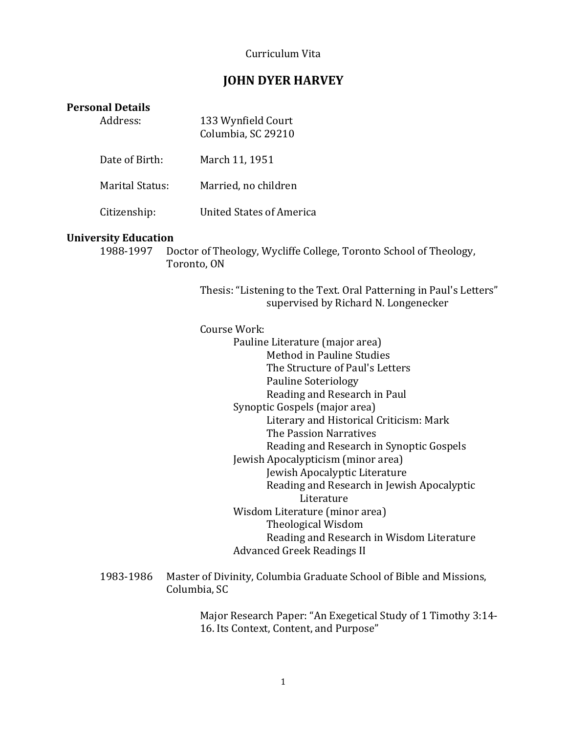Curriculum Vita

# JOHN DYER HARVEY

## Personal Details

Address: 133 Wynfield Court
Columbia, SC 29210

Date of Birth: March 11, 1951

Marital Status: Married, no children

Citizenship: United States of America

## University Education

1988-1997 Doctor of Theology, Wycliffe College, Toronto School of Theology, Toronto, ON

Thesis: "Listening to the Text. Oral Patterning in Paul's Letters" supervised by Richard N. Longenecker

Course Work:

- Pauline Literature (major area)
  - Method in Pauline Studies
  - The Structure of Paul's Letters
  - Pauline Soteriology
  - Reading and Research in Paul
- Synoptic Gospels (major area)
  - Literary and Historical Criticism: Mark
  - The Passion Narratives
  - Reading and Research in Synoptic Gospels
- Jewish Apocalypticism (minor area)
  - Jewish Apocalyptic Literature
  - Reading and Research in Jewish Apocalyptic Literature
- Wisdom Literature (minor area)
  - Theological Wisdom
  - Reading and Research in Wisdom Literature
- Advanced Greek Readings II

1983-1986 Master of Divinity, Columbia Graduate School of Bible and Missions, Columbia, SC

Major Research Paper: "An Exegetical Study of 1 Timothy 3:14-16. Its Context, Content, and Purpose"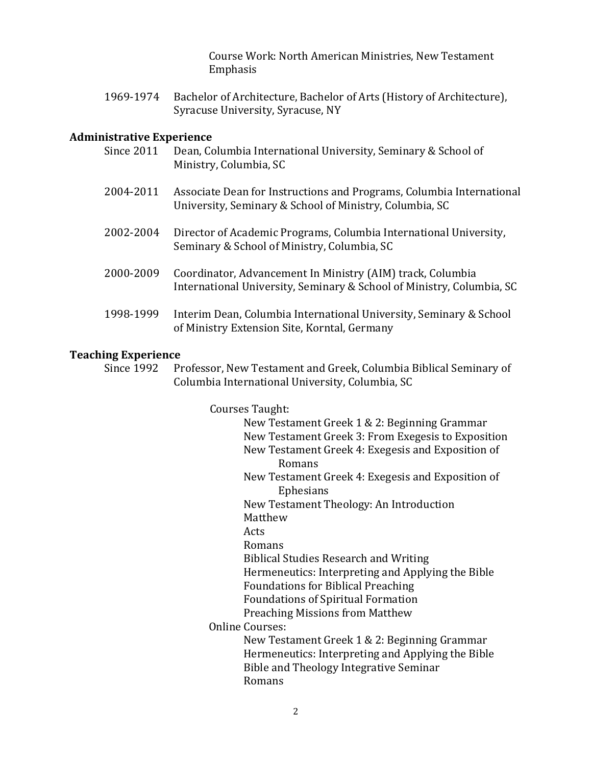Course Work: North American Ministries, New Testament Emphasis

1969-1974 Bachelor of Architecture, Bachelor of Arts (History of Architecture), Syracuse University, Syracuse, NY

## Administrative Experience

Since 2011 Dean, Columbia International University, Seminary & School of Ministry, Columbia, SC

2004-2011 Associate Dean for Instructions and Programs, Columbia International University, Seminary & School of Ministry, Columbia, SC

2002-2004 Director of Academic Programs, Columbia International University, Seminary & School of Ministry, Columbia, SC

2000-2009 Coordinator, Advancement In Ministry (AIM) track, Columbia International University, Seminary & School of Ministry, Columbia, SC

1998-1999 Interim Dean, Columbia International University, Seminary & School of Ministry Extension Site, Korntal, Germany

## Teaching Experience

Since 1992 Professor, New Testament and Greek, Columbia Biblical Seminary of Columbia International University, Columbia, SC

Courses Taught:

- New Testament Greek 1 & 2: Beginning Grammar
- New Testament Greek 3: From Exegesis to Exposition
- New Testament Greek 4: Exegesis and Exposition of Romans
- New Testament Greek 4: Exegesis and Exposition of Ephesians
- New Testament Theology: An Introduction
- Matthew
- Acts
- Romans
- Biblical Studies Research and Writing
- Hermeneutics: Interpreting and Applying the Bible
- Foundations for Biblical Preaching
- Foundations of Spiritual Formation
- Preaching Missions from Matthew

Online Courses:

- New Testament Greek 1 & 2: Beginning Grammar
- Hermeneutics: Interpreting and Applying the Bible
- Bible and Theology Integrative Seminar
- Romans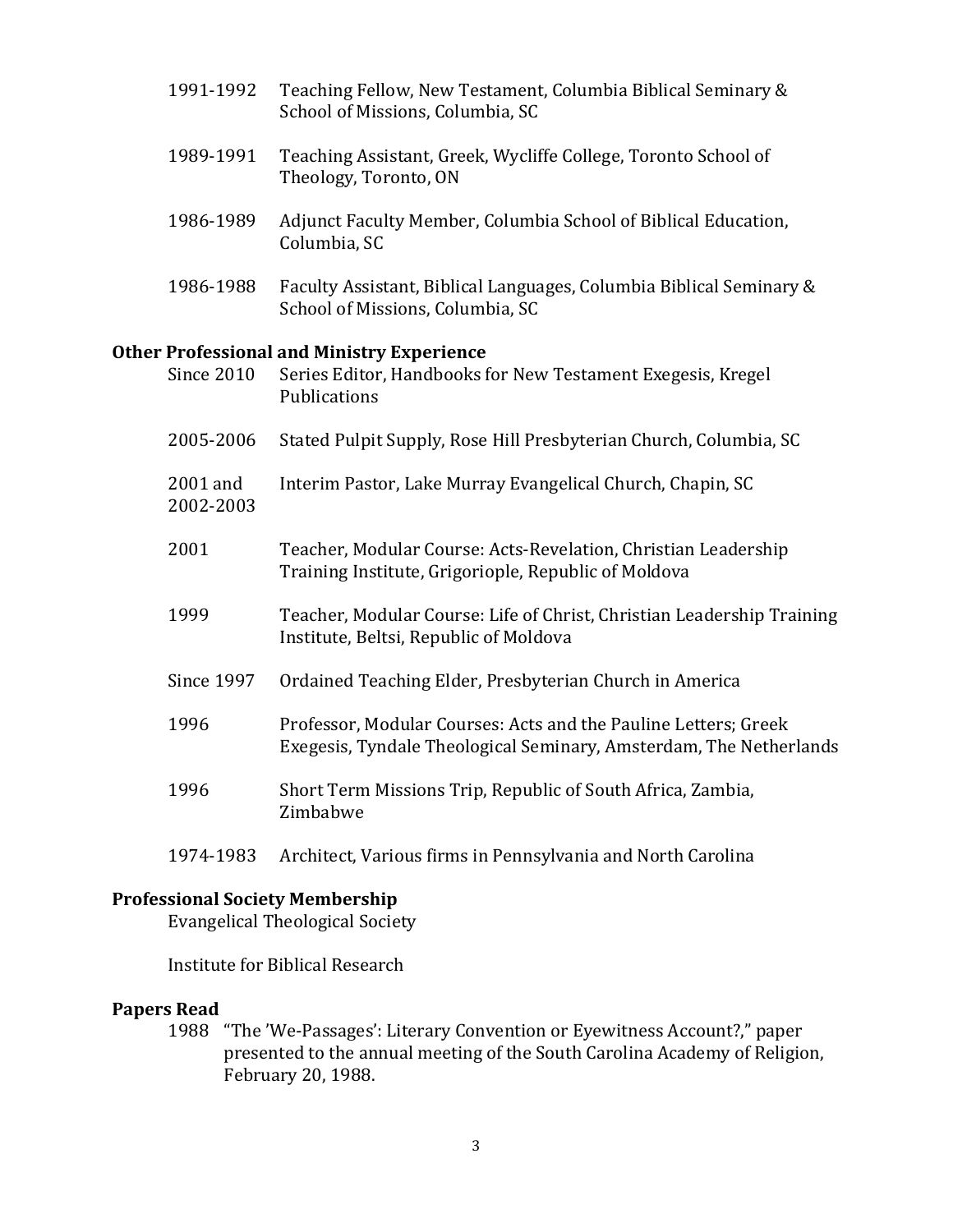1991-1992 Teaching Fellow, New Testament, Columbia Biblical Seminary & School of Missions, Columbia, SC

1989-1991 Teaching Assistant, Greek, Wycliffe College, Toronto School of Theology, Toronto, ON

1986-1989 Adjunct Faculty Member, Columbia School of Biblical Education, Columbia, SC

1986-1988 Faculty Assistant, Biblical Languages, Columbia Biblical Seminary & School of Missions, Columbia, SC

## Other Professional and Ministry Experience

Since 2010 Series Editor, Handbooks for New Testament Exegesis, Kregel Publications

2005-2006 Stated Pulpit Supply, Rose Hill Presbyterian Church, Columbia, SC

2001 and 2002-2003 Interim Pastor, Lake Murray Evangelical Church, Chapin, SC

2001 Teacher, Modular Course: Acts-Revelation, Christian Leadership Training Institute, Grigoriople, Republic of Moldova

1999 Teacher, Modular Course: Life of Christ, Christian Leadership Training Institute, Beltsi, Republic of Moldova

Since 1997 Ordained Teaching Elder, Presbyterian Church in America

1996 Professor, Modular Courses: Acts and the Pauline Letters; Greek Exegesis, Tyndale Theological Seminary, Amsterdam, The Netherlands

1996 Short Term Missions Trip, Republic of South Africa, Zambia, Zimbabwe

1974-1983 Architect, Various firms in Pennsylvania and North Carolina

## Professional Society Membership

Evangelical Theological Society

Institute for Biblical Research

## Papers Read

1988 "The 'We-Passages': Literary Convention or Eyewitness Account?," paper presented to the annual meeting of the South Carolina Academy of Religion, February 20, 1988.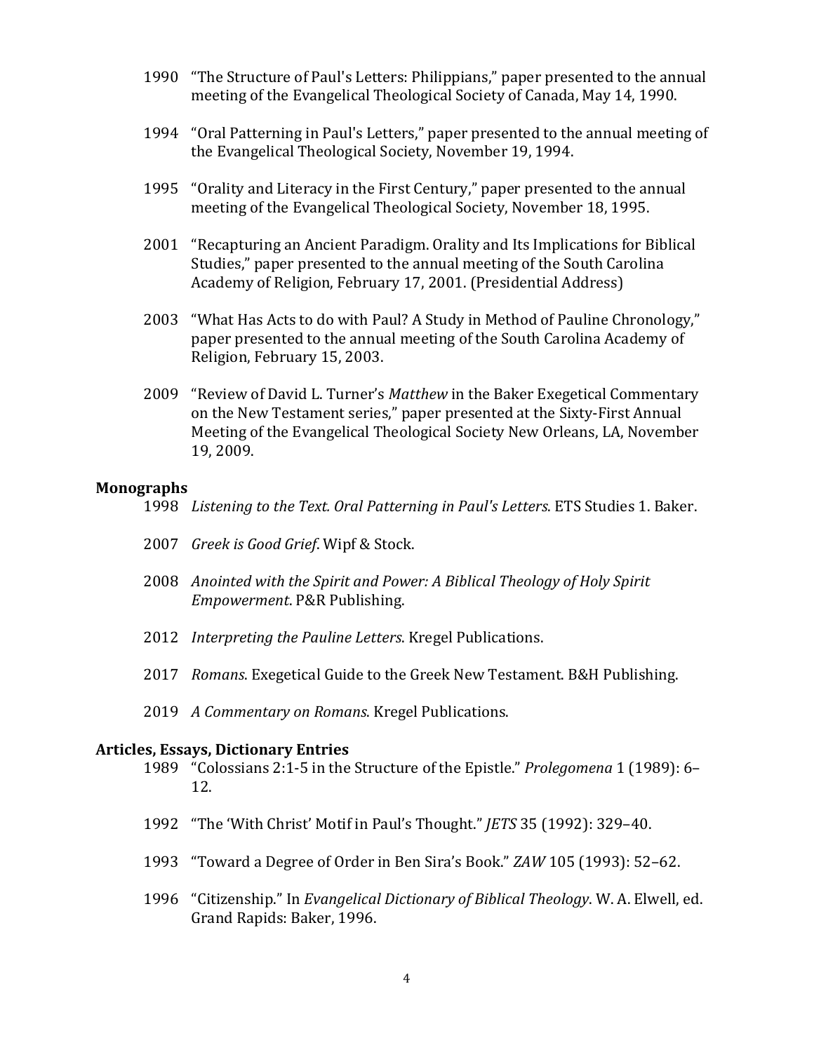1990 "The Structure of Paul's Letters: Philippians," paper presented to the annual meeting of the Evangelical Theological Society of Canada, May 14, 1990.

1994 "Oral Patterning in Paul's Letters," paper presented to the annual meeting of the Evangelical Theological Society, November 19, 1994.

1995 "Orality and Literacy in the First Century," paper presented to the annual meeting of the Evangelical Theological Society, November 18, 1995.

2001 "Recapturing an Ancient Paradigm. Orality and Its Implications for Biblical Studies," paper presented to the annual meeting of the South Carolina Academy of Religion, February 17, 2001. (Presidential Address)

2003 "What Has Acts to do with Paul? A Study in Method of Pauline Chronology," paper presented to the annual meeting of the South Carolina Academy of Religion, February 15, 2003.

2009 "Review of David L. Turner's *Matthew* in the Baker Exegetical Commentary on the New Testament series," paper presented at the Sixty-First Annual Meeting of the Evangelical Theological Society New Orleans, LA, November 19, 2009.

**Monographs**

1998 *Listening to the Text. Oral Patterning in Paul's Letters*. ETS Studies 1. Baker.

2007 *Greek is Good Grief*. Wipf & Stock.

2008 *Anointed with the Spirit and Power: A Biblical Theology of Holy Spirit Empowerment*. P&R Publishing.

2012 *Interpreting the Pauline Letters*. Kregel Publications.

2017 *Romans*. Exegetical Guide to the Greek New Testament. B&H Publishing.

2019 *A Commentary on Romans*. Kregel Publications.

**Articles, Essays, Dictionary Entries**

1989 "Colossians 2:1-5 in the Structure of the Epistle." *Prolegomena* 1 (1989): 6–12.

1992 "The 'With Christ' Motif in Paul's Thought." *JETS* 35 (1992): 329–40.

1993 "Toward a Degree of Order in Ben Sira's Book." *ZAW* 105 (1993): 52–62.

1996 "Citizenship." In *Evangelical Dictionary of Biblical Theology*. W. A. Elwell, ed. Grand Rapids: Baker, 1996.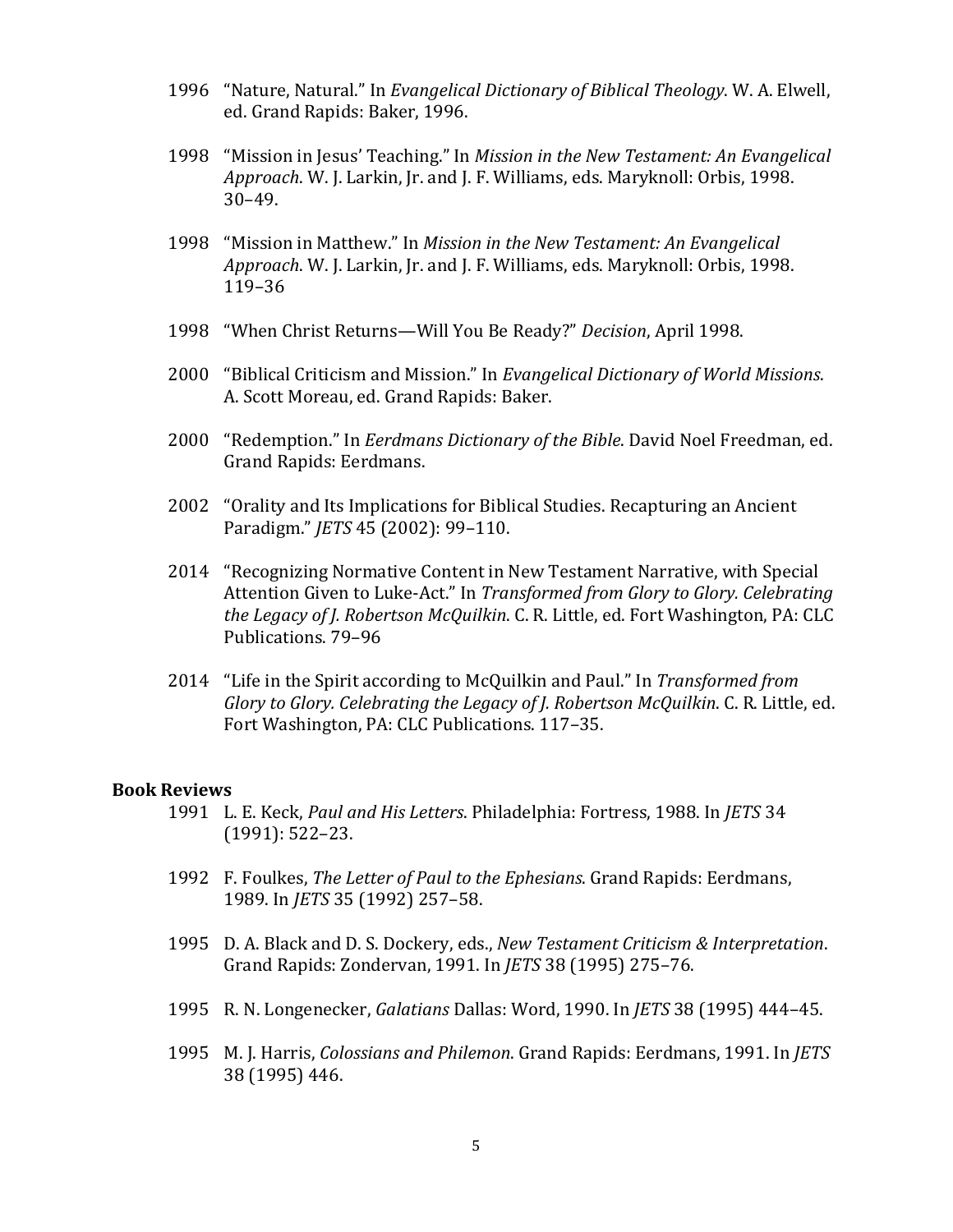1996 “Nature, Natural.” In *Evangelical Dictionary of Biblical Theology*. W. A. Elwell, ed. Grand Rapids: Baker, 1996.

1998 “Mission in Jesus’ Teaching.” In *Mission in the New Testament: An Evangelical Approach*. W. J. Larkin, Jr. and J. F. Williams, eds. Maryknoll: Orbis, 1998. 30–49.

1998 “Mission in Matthew.” In *Mission in the New Testament: An Evangelical Approach*. W. J. Larkin, Jr. and J. F. Williams, eds. Maryknoll: Orbis, 1998. 119–36

1998 “When Christ Returns—Will You Be Ready?” *Decision*, April 1998.

2000 “Biblical Criticism and Mission.” In *Evangelical Dictionary of World Missions*. A. Scott Moreau, ed. Grand Rapids: Baker.

2000 “Redemption.” In *Eerdmans Dictionary of the Bible*. David Noel Freedman, ed. Grand Rapids: Eerdmans.

2002 “Orality and Its Implications for Biblical Studies. Recapturing an Ancient Paradigm.” *JETS* 45 (2002): 99–110.

2014 “Recognizing Normative Content in New Testament Narrative, with Special Attention Given to Luke-Act.” In *Transformed from Glory to Glory. Celebrating the Legacy of J. Robertson McQuilkin*. C. R. Little, ed. Fort Washington, PA: CLC Publications. 79–96

2014 “Life in the Spirit according to McQuilkin and Paul.” In *Transformed from Glory to Glory. Celebrating the Legacy of J. Robertson McQuilkin*. C. R. Little, ed. Fort Washington, PA: CLC Publications. 117–35.

**Book Reviews**

1991 L. E. Keck, *Paul and His Letters*. Philadelphia: Fortress, 1988. In *JETS* 34 (1991): 522–23.

1992 F. Foulkes, *The Letter of Paul to the Ephesians*. Grand Rapids: Eerdmans, 1989. In *JETS* 35 (1992) 257–58.

1995 D. A. Black and D. S. Dockery, eds., *New Testament Criticism & Interpretation*. Grand Rapids: Zondervan, 1991. In *JETS* 38 (1995) 275–76.

1995 R. N. Longenecker, *Galatians* Dallas: Word, 1990. In *JETS* 38 (1995) 444–45.

1995 M. J. Harris, *Colossians and Philemon*. Grand Rapids: Eerdmans, 1991. In *JETS* 38 (1995) 446.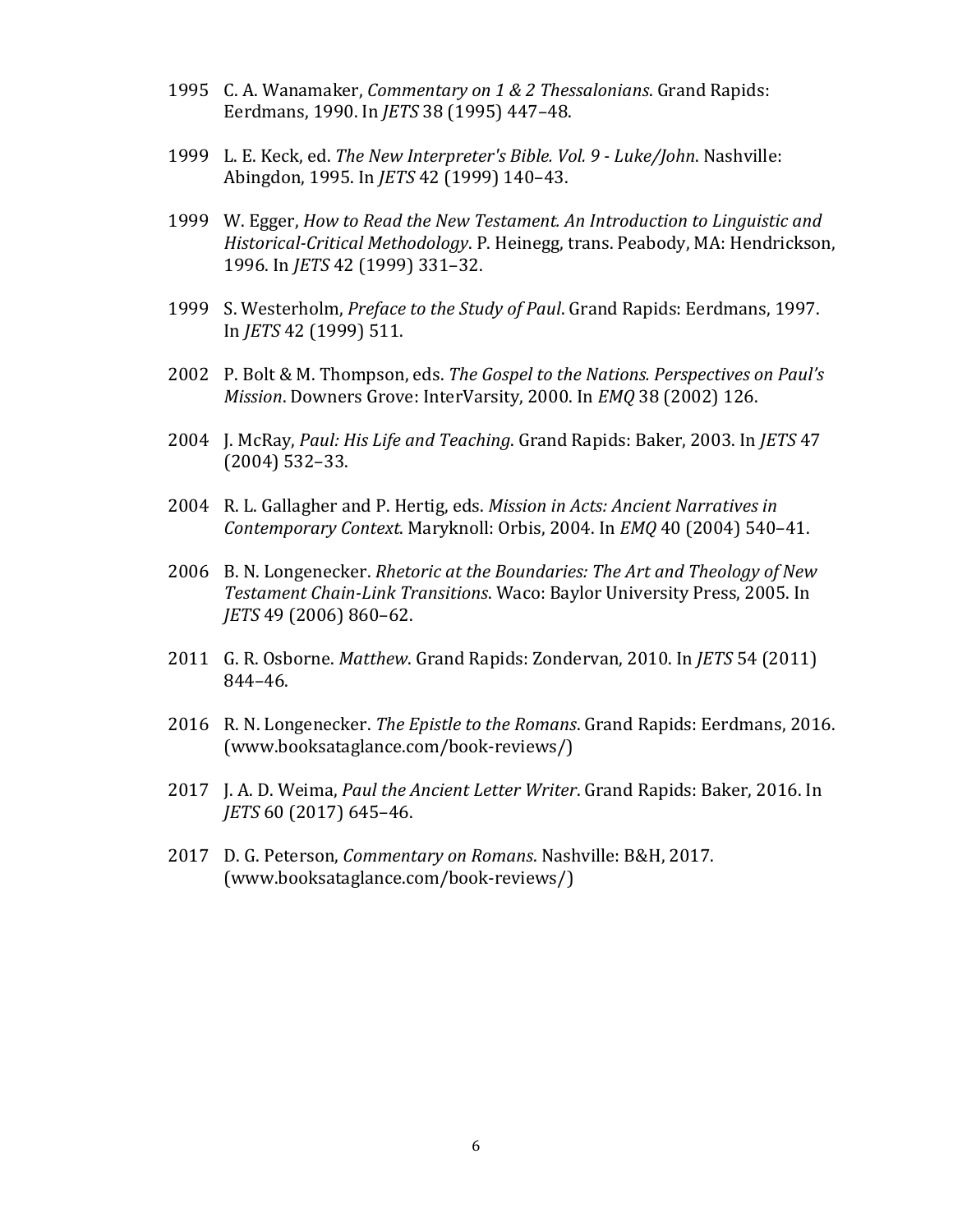1995 C. A. Wanamaker, *Commentary on 1 & 2 Thessalonians*. Grand Rapids: Eerdmans, 1990. In *JETS* 38 (1995) 447–48.

1999 L. E. Keck, ed. *The New Interpreter's Bible. Vol. 9 - Luke/John*. Nashville: Abingdon, 1995. In *JETS* 42 (1999) 140–43.

1999 W. Egger, *How to Read the New Testament. An Introduction to Linguistic and Historical-Critical Methodology*. P. Heinegg, trans. Peabody, MA: Hendrickson, 1996. In *JETS* 42 (1999) 331–32.

1999 S. Westerholm, *Preface to the Study of Paul*. Grand Rapids: Eerdmans, 1997. In *JETS* 42 (1999) 511.

2002 P. Bolt & M. Thompson, eds. *The Gospel to the Nations. Perspectives on Paul's Mission*. Downers Grove: InterVarsity, 2000. In *EMQ* 38 (2002) 126.

2004 J. McRay, *Paul: His Life and Teaching*. Grand Rapids: Baker, 2003. In *JETS* 47 (2004) 532–33.

2004 R. L. Gallagher and P. Hertig, eds. *Mission in Acts: Ancient Narratives in Contemporary Context*. Maryknoll: Orbis, 2004. In *EMQ* 40 (2004) 540–41.

2006 B. N. Longenecker. *Rhetoric at the Boundaries: The Art and Theology of New Testament Chain-Link Transitions*. Waco: Baylor University Press, 2005. In *JETS* 49 (2006) 860–62.

2011 G. R. Osborne. *Matthew*. Grand Rapids: Zondervan, 2010. In *JETS* 54 (2011) 844–46.

2016 R. N. Longenecker. *The Epistle to the Romans*. Grand Rapids: Eerdmans, 2016. (www.booksataglance.com/book-reviews/)

2017 J. A. D. Weima, *Paul the Ancient Letter Writer*. Grand Rapids: Baker, 2016. In *JETS* 60 (2017) 645–46.

2017 D. G. Peterson, *Commentary on Romans*. Nashville: B&H, 2017. (www.booksataglance.com/book-reviews/)